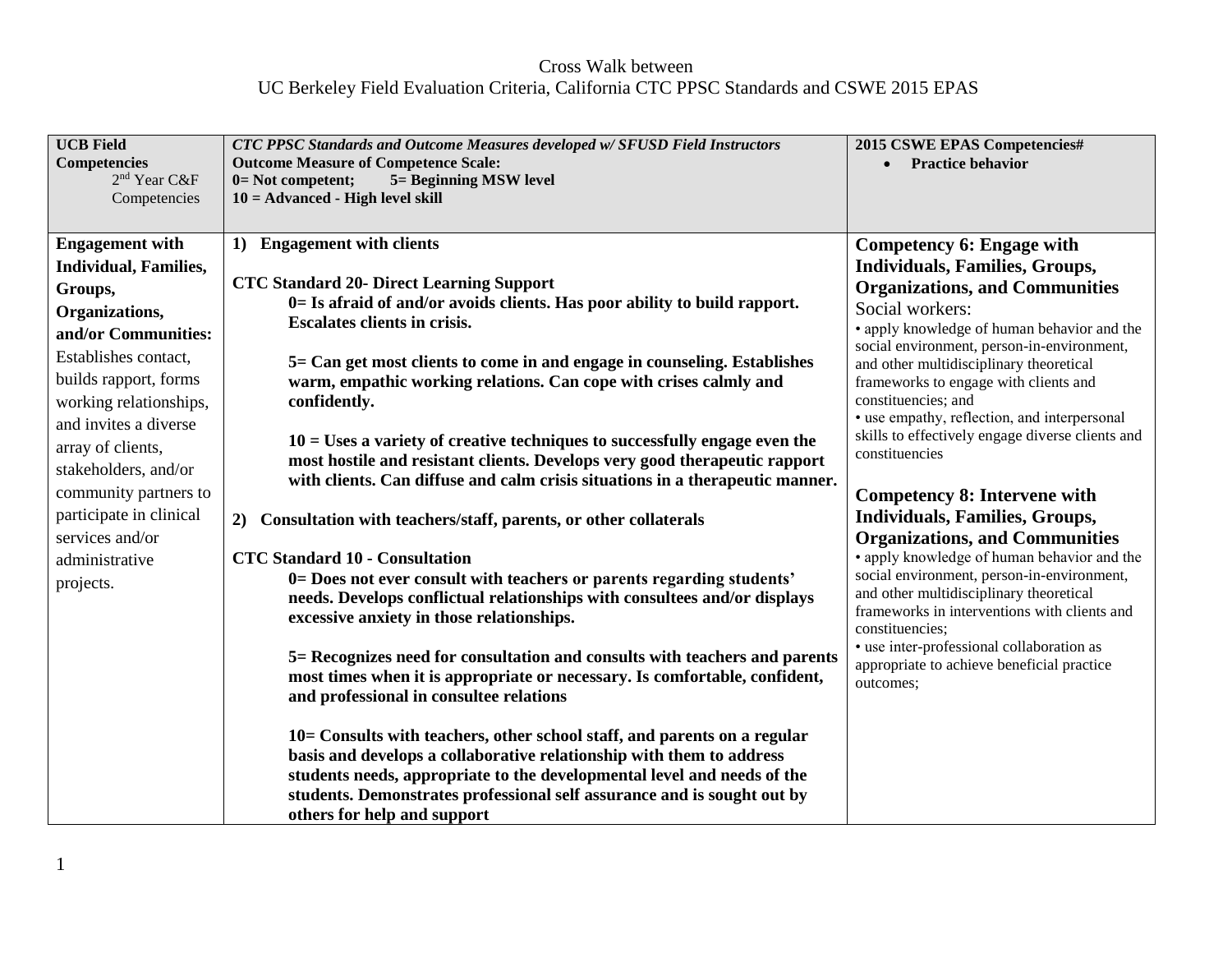Cross Walk between
UC Berkeley Field Evaluation Criteria, California CTC PPSC Standards and CSWE 2015 EPAS

| **UCB Field Competencies** 2nd Year C&F Competencies | ***CTC PPSC Standards and Outcome Measures developed w/ SFUSD Field Instructors*** **Outcome Measure of Competence Scale:** **0= Not competent; 5= Beginning MSW level** **10 = Advanced - High level skill** | **2015 CSWE EPAS Competencies#** • **Practice behavior** |
|---|---|---|
| **Engagement with Individual, Families, Groups, Organizations, and/or Communities:** Establishes contact, builds rapport, forms working relationships, and invites a diverse array of clients, stakeholders, and/or community partners to participate in clinical services and/or administrative projects. | **1) Engagement with clients**<br><br>**CTC Standard 20- Direct Learning Support**<br>**0= Is afraid of and/or avoids clients. Has poor ability to build rapport. Escalates clients in crisis.**<br><br>**5= Can get most clients to come in and engage in counseling. Establishes warm, empathic working relations. Can cope with crises calmly and confidently.**<br><br>**10 = Uses a variety of creative techniques to successfully engage even the most hostile and resistant clients. Develops very good therapeutic rapport with clients. Can diffuse and calm crisis situations in a therapeutic manner.**<br><br>**2) Consultation with teachers/staff, parents, or other collaterals**<br><br>**CTC Standard 10 - Consultation**<br>**0= Does not ever consult with teachers or parents regarding students' needs. Develops conflictual relationships with consultees and/or displays excessive anxiety in those relationships.**<br><br>**5= Recognizes need for consultation and consults with teachers and parents most times when it is appropriate or necessary. Is comfortable, confident, and professional in consultee relations**<br><br>**10= Consults with teachers, other school staff, and parents on a regular basis and develops a collaborative relationship with them to address students needs, appropriate to the developmental level and needs of the students. Demonstrates professional self assurance and is sought out by others for help and support** | **Competency 6: Engage with Individuals, Families, Groups, Organizations, and Communities**<br>Social workers:<br>• apply knowledge of human behavior and the social environment, person-in-environment, and other multidisciplinary theoretical frameworks to engage with clients and constituencies; and<br>• use empathy, reflection, and interpersonal skills to effectively engage diverse clients and constituencies<br><br>**Competency 8: Intervene with Individuals, Families, Groups, Organizations, and Communities**<br>• apply knowledge of human behavior and the social environment, person-in-environment, and other multidisciplinary theoretical frameworks in interventions with clients and constituencies;<br>• use inter-professional collaboration as appropriate to achieve beneficial practice outcomes; |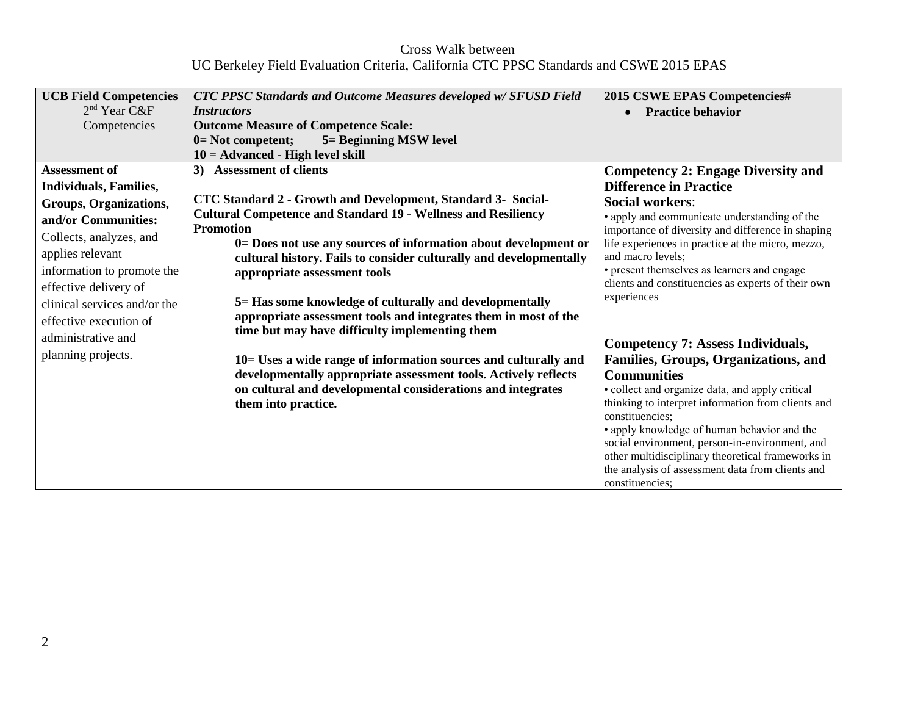Cross Walk between
UC Berkeley Field Evaluation Criteria, California CTC PPSC Standards and CSWE 2015 EPAS

| **UCB Field Competencies** 2nd Year C&F Competencies | ***CTC PPSC Standards and Outcome Measures developed w/ SFUSD Field Instructors*** **Outcome Measure of Competence Scale:** **0= Not competent; 5= Beginning MSW level** **10 = Advanced - High level skill** | **2015 CSWE EPAS Competencies#** • **Practice behavior** |
|---|---|---|
| **Assessment of Individuals, Families, Groups, Organizations, and/or Communities:** Collects, analyzes, and applies relevant information to promote the effective delivery of clinical services and/or the effective execution of administrative and planning projects. | **3) Assessment of clients** <br><br> **CTC Standard 2 - Growth and Development, Standard 3- Social-Cultural Competence and Standard 19 - Wellness and Resiliency Promotion** <br> **0= Does not use any sources of information about development or cultural history. Fails to consider culturally and developmentally appropriate assessment tools** <br><br> **5= Has some knowledge of culturally and developmentally appropriate assessment tools and integrates them in most of the time but may have difficulty implementing them** <br><br> **10= Uses a wide range of information sources and culturally and developmentally appropriate assessment tools. Actively reflects on cultural and developmental considerations and integrates them into practice.** | **Competency 2: Engage Diversity and Difference in Practice** <br> **Social workers**: <br> • apply and communicate understanding of the importance of diversity and difference in shaping life experiences in practice at the micro, mezzo, and macro levels; <br> • present themselves as learners and engage clients and constituencies as experts of their own experiences <br><br> **Competency 7: Assess Individuals, Families, Groups, Organizations, and Communities** <br> • collect and organize data, and apply critical thinking to interpret information from clients and constituencies; <br> • apply knowledge of human behavior and the social environment, person-in-environment, and other multidisciplinary theoretical frameworks in the analysis of assessment data from clients and constituencies; |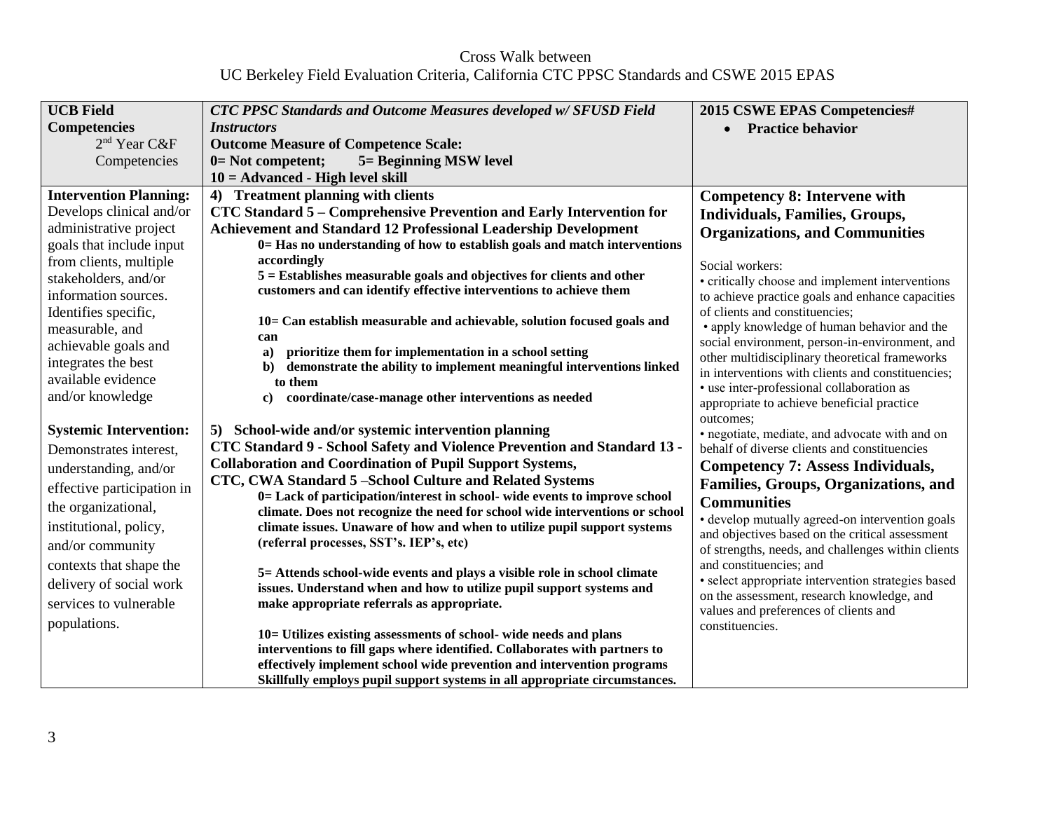Cross Walk between
UC Berkeley Field Evaluation Criteria, California CTC PPSC Standards and CSWE 2015 EPAS

| **UCB Field Competencies** 2nd Year C&F Competencies | ***CTC PPSC Standards and Outcome Measures developed w/ SFUSD Field Instructors*** **Outcome Measure of Competence Scale:** **0= Not competent; 5= Beginning MSW level** **10 = Advanced - High level skill** | **2015 CSWE EPAS Competencies#** • **Practice behavior** |
|---|---|---|
| **Intervention Planning:** Develops clinical and/or administrative project goals that include input from clients, multiple stakeholders, and/or information sources. Identifies specific, measurable, and achievable goals and integrates the best available evidence and/or knowledge<br><br>**Systemic Intervention:** Demonstrates interest, understanding, and/or effective participation in the organizational, institutional, policy, and/or community contexts that shape the delivery of social work services to vulnerable populations. | **4) Treatment planning with clients**<br>**CTC Standard 5 – Comprehensive Prevention and Early Intervention for Achievement and Standard 12 Professional Leadership Development**<br>**0= Has no understanding of how to establish goals and match interventions accordingly**<br>**5 = Establishes measurable goals and objectives for clients and other customers and can identify effective interventions to achieve them**<br><br>**10= Can establish measurable and achievable, solution focused goals and can**<br>**a) prioritize them for implementation in a school setting**<br>**b) demonstrate the ability to implement meaningful interventions linked to them**<br>**c) coordinate/case-manage other interventions as needed**<br><br>**5) School-wide and/or systemic intervention planning**<br>**CTC Standard 9 - School Safety and Violence Prevention and Standard 13 - Collaboration and Coordination of Pupil Support Systems,**<br>**CTC, CWA Standard 5 –School Culture and Related Systems**<br>**0= Lack of participation/interest in school- wide events to improve school climate. Does not recognize the need for school wide interventions or school climate issues. Unaware of how and when to utilize pupil support systems (referral processes, SST's. IEP's, etc)**<br><br>**5= Attends school-wide events and plays a visible role in school climate issues. Understand when and how to utilize pupil support systems and make appropriate referrals as appropriate.**<br><br>**10= Utilizes existing assessments of school- wide needs and plans interventions to fill gaps where identified. Collaborates with partners to effectively implement school wide prevention and intervention programs Skillfully employs pupil support systems in all appropriate circumstances.** | **Competency 8: Intervene with Individuals, Families, Groups, Organizations, and Communities**<br><br>Social workers:<br>• critically choose and implement interventions to achieve practice goals and enhance capacities of clients and constituencies;<br>• apply knowledge of human behavior and the social environment, person-in-environment, and other multidisciplinary theoretical frameworks in interventions with clients and constituencies;<br>• use inter-professional collaboration as appropriate to achieve beneficial practice outcomes;<br>• negotiate, mediate, and advocate with and on behalf of diverse clients and constituencies<br>**Competency 7: Assess Individuals, Families, Groups, Organizations, and Communities**<br>• develop mutually agreed-on intervention goals and objectives based on the critical assessment of strengths, needs, and challenges within clients and constituencies; and<br>• select appropriate intervention strategies based on the assessment, research knowledge, and values and preferences of clients and constituencies. |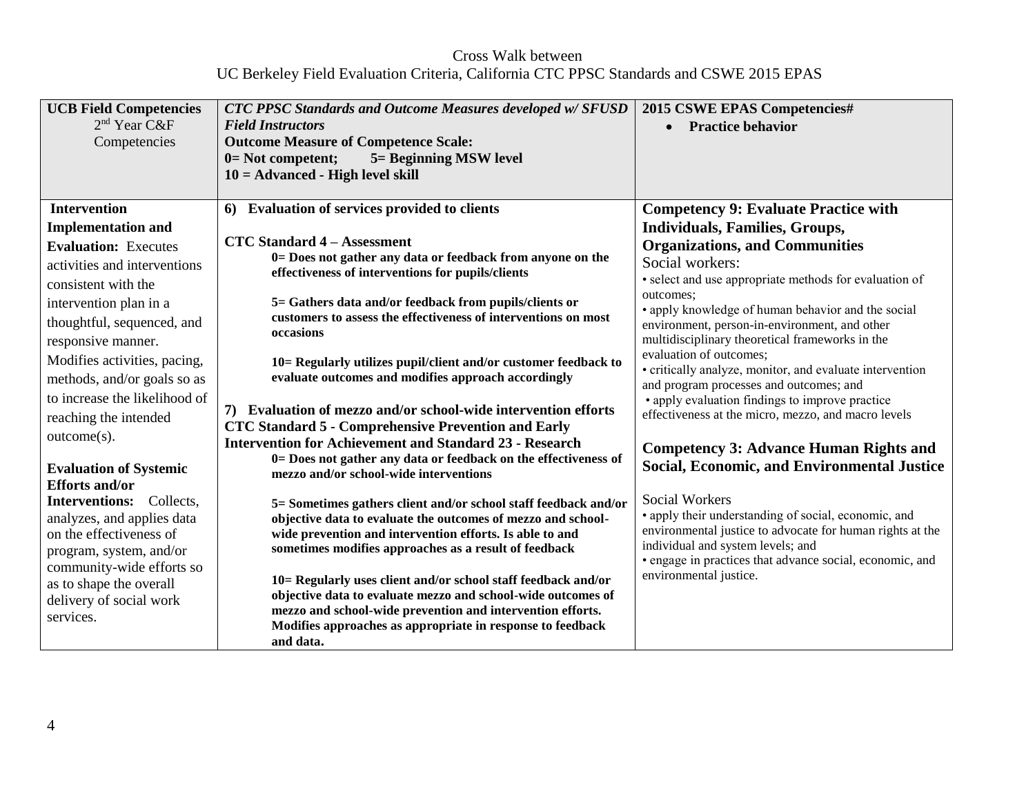Cross Walk between
UC Berkeley Field Evaluation Criteria, California CTC PPSC Standards and CSWE 2015 EPAS

| **UCB Field Competencies** 2nd Year C&F Competencies | ***CTC PPSC Standards and Outcome Measures developed w/ SFUSD Field Instructors*** **Outcome Measure of Competence Scale:** **0= Not competent; 5= Beginning MSW level** **10 = Advanced - High level skill** | **2015 CSWE EPAS Competencies#** • **Practice behavior** |
|---|---|---|
| **Intervention Implementation and Evaluation:** Executes activities and interventions consistent with the intervention plan in a thoughtful, sequenced, and responsive manner. Modifies activities, pacing, methods, and/or goals so as to increase the likelihood of reaching the intended outcome(s).<br><br>**Evaluation of Systemic Efforts and/or Interventions:** Collects, analyzes, and applies data on the effectiveness of program, system, and/or community-wide efforts so as to shape the overall delivery of social work services. | **6) Evaluation of services provided to clients**<br><br>**CTC Standard 4 – Assessment**<br>**0= Does not gather any data or feedback from anyone on the effectiveness of interventions for pupils/clients**<br><br>**5= Gathers data and/or feedback from pupils/clients or customers to assess the effectiveness of interventions on most occasions**<br><br>**10= Regularly utilizes pupil/client and/or customer feedback to evaluate outcomes and modifies approach accordingly**<br><br>**7) Evaluation of mezzo and/or school-wide intervention efforts**<br>**CTC Standard 5 - Comprehensive Prevention and Early Intervention for Achievement and Standard 23 - Research**<br>**0= Does not gather any data or feedback on the effectiveness of mezzo and/or school-wide interventions**<br><br>**5= Sometimes gathers client and/or school staff feedback and/or objective data to evaluate the outcomes of mezzo and school-wide prevention and intervention efforts. Is able to and sometimes modifies approaches as a result of feedback**<br><br>**10= Regularly uses client and/or school staff feedback and/or objective data to evaluate mezzo and school-wide outcomes of mezzo and school-wide prevention and intervention efforts. Modifies approaches as appropriate in response to feedback and data.** | **Competency 9: Evaluate Practice with Individuals, Families, Groups, Organizations, and Communities**<br>Social workers:<br>• select and use appropriate methods for evaluation of outcomes;<br>• apply knowledge of human behavior and the social environment, person-in-environment, and other multidisciplinary theoretical frameworks in the evaluation of outcomes;<br>• critically analyze, monitor, and evaluate intervention and program processes and outcomes; and<br>• apply evaluation findings to improve practice effectiveness at the micro, mezzo, and macro levels<br><br>**Competency 3: Advance Human Rights and Social, Economic, and Environmental Justice**<br><br>Social Workers<br>• apply their understanding of social, economic, and environmental justice to advocate for human rights at the individual and system levels; and<br>• engage in practices that advance social, economic, and environmental justice. |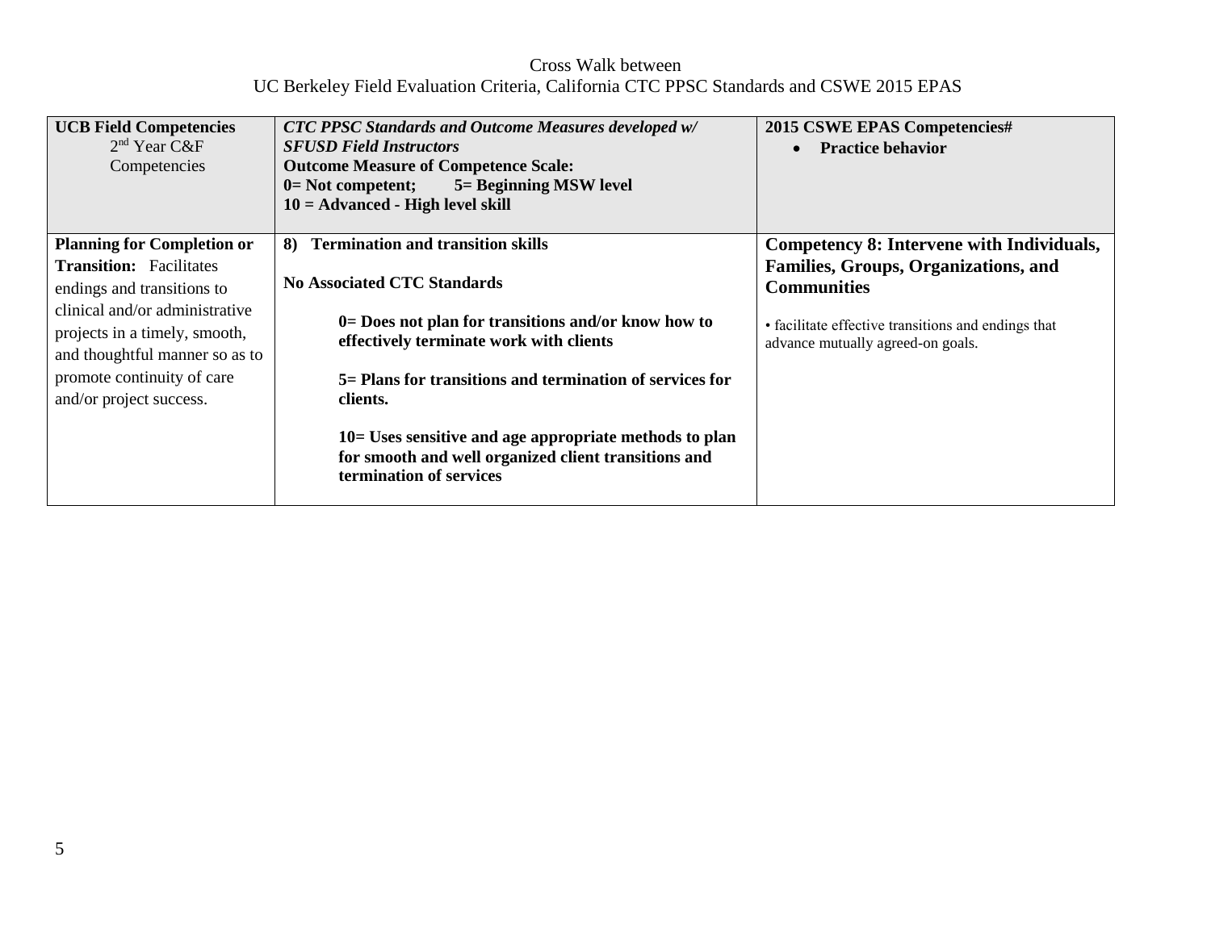Cross Walk between
UC Berkeley Field Evaluation Criteria, California CTC PPSC Standards and CSWE 2015 EPAS

| **UCB Field Competencies**<br>2nd Year C&F Competencies | ***CTC PPSC Standards and Outcome Measures developed w/ SFUSD Field Instructors***<br>**Outcome Measure of Competence Scale:**<br>**0= Not competent; 5= Beginning MSW level**<br>**10 = Advanced - High level skill** | **2015 CSWE EPAS Competencies#**<br>• **Practice behavior** |
|---|---|---|
| **Planning for Completion or Transition:** Facilitates endings and transitions to clinical and/or administrative projects in a timely, smooth, and thoughtful manner so as to promote continuity of care and/or project success. | **8) Termination and transition skills**<br><br>**No Associated CTC Standards**<br><br>**0= Does not plan for transitions and/or know how to effectively terminate work with clients**<br><br>**5= Plans for transitions and termination of services for clients.**<br><br>**10= Uses sensitive and age appropriate methods to plan for smooth and well organized client transitions and termination of services** | **Competency 8: Intervene with Individuals, Families, Groups, Organizations, and Communities**<br><br>• facilitate effective transitions and endings that advance mutually agreed-on goals. |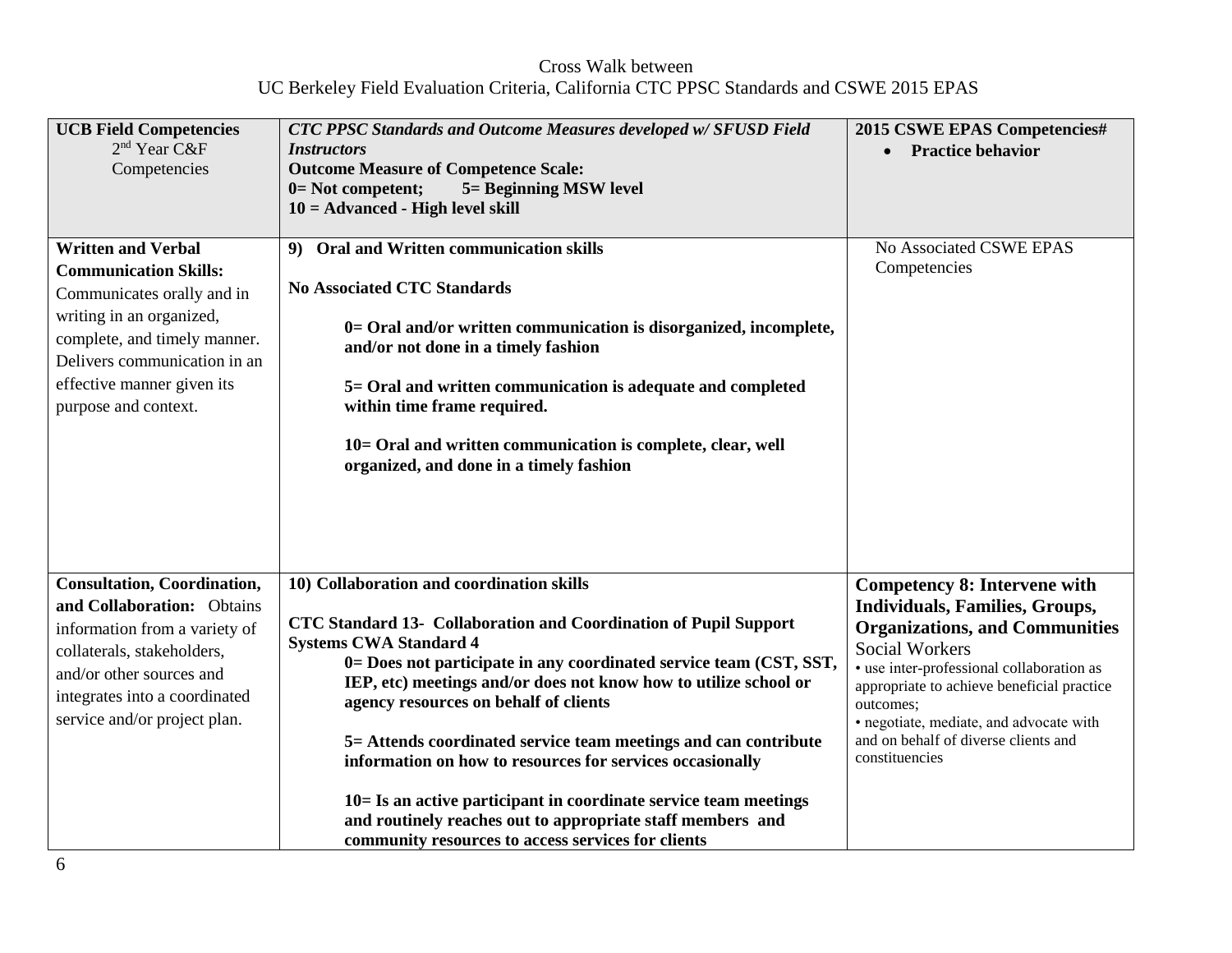Cross Walk between
UC Berkeley Field Evaluation Criteria, California CTC PPSC Standards and CSWE 2015 EPAS

| **UCB Field Competencies** 2nd Year C&F Competencies | ***CTC PPSC Standards and Outcome Measures developed w/ SFUSD Field Instructors*** **Outcome Measure of Competence Scale: 0= Not competent; 5= Beginning MSW level 10 = Advanced - High level skill** | **2015 CSWE EPAS Competencies#** • **Practice behavior** |
|---|---|---|
| **Written and Verbal Communication Skills:** Communicates orally and in writing in an organized, complete, and timely manner. Delivers communication in an effective manner given its purpose and context. | **9) Oral and Written communication skills** <br><br> **No Associated CTC Standards** <br><br> **0= Oral and/or written communication is disorganized, incomplete, and/or not done in a timely fashion** <br><br> **5= Oral and written communication is adequate and completed within time frame required.** <br><br> **10= Oral and written communication is complete, clear, well organized, and done in a timely fashion** | No Associated CSWE EPAS Competencies |
| **Consultation, Coordination, and Collaboration:** Obtains information from a variety of collaterals, stakeholders, and/or other sources and integrates into a coordinated service and/or project plan. | **10) Collaboration and coordination skills** <br><br> **CTC Standard 13- Collaboration and Coordination of Pupil Support Systems CWA Standard 4** <br> **0= Does not participate in any coordinated service team (CST, SST, IEP, etc) meetings and/or does not know how to utilize school or agency resources on behalf of clients** <br><br> **5= Attends coordinated service team meetings and can contribute information on how to resources for services occasionally** <br><br> **10= Is an active participant in coordinate service team meetings and routinely reaches out to appropriate staff members and community resources to access services for clients** | **Competency 8: Intervene with Individuals, Families, Groups, Organizations, and Communities** <br> Social Workers <br> • use inter-professional collaboration as appropriate to achieve beneficial practice outcomes; <br> • negotiate, mediate, and advocate with and on behalf of diverse clients and constituencies |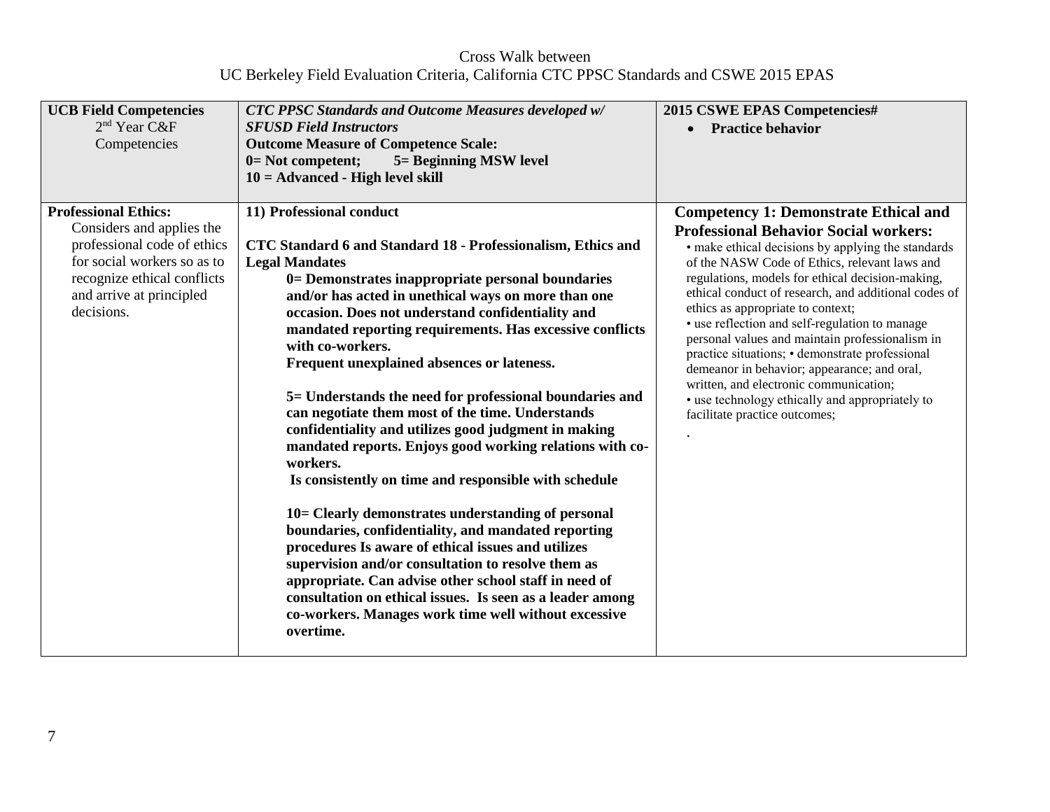Cross Walk between
UC Berkeley Field Evaluation Criteria, California CTC PPSC Standards and CSWE 2015 EPAS

| **UCB Field Competencies** 2nd Year C&F Competencies | ***CTC PPSC Standards and Outcome Measures developed w/ SFUSD Field Instructors*** **Outcome Measure of Competence Scale: 0= Not competent; 5= Beginning MSW level 10 = Advanced - High level skill** | **2015 CSWE EPAS Competencies#** • **Practice behavior** |
|---|---|---|
| **Professional Ethics:** Considers and applies the professional code of ethics for social workers so as to recognize ethical conflicts and arrive at principled decisions. | **11) Professional conduct** <br><br> **CTC Standard 6 and Standard 18 - Professionalism, Ethics and Legal Mandates** <br> **0= Demonstrates inappropriate personal boundaries and/or has acted in unethical ways on more than one occasion. Does not understand confidentiality and mandated reporting requirements. Has excessive conflicts with co-workers. Frequent unexplained absences or lateness.** <br><br> **5= Understands the need for professional boundaries and can negotiate them most of the time. Understands confidentiality and utilizes good judgment in making mandated reports. Enjoys good working relations with co-workers. Is consistently on time and responsible with schedule** <br><br> **10= Clearly demonstrates understanding of personal boundaries, confidentiality, and mandated reporting procedures Is aware of ethical issues and utilizes supervision and/or consultation to resolve them as appropriate. Can advise other school staff in need of consultation on ethical issues. Is seen as a leader among co-workers. Manages work time well without excessive overtime.** | **Competency 1: Demonstrate Ethical and Professional Behavior Social workers:** <br> • make ethical decisions by applying the standards of the NASW Code of Ethics, relevant laws and regulations, models for ethical decision-making, ethical conduct of research, and additional codes of ethics as appropriate to context; <br> • use reflection and self-regulation to manage personal values and maintain professionalism in practice situations; • demonstrate professional demeanor in behavior; appearance; and oral, written, and electronic communication; <br> • use technology ethically and appropriately to facilitate practice outcomes; <br> . |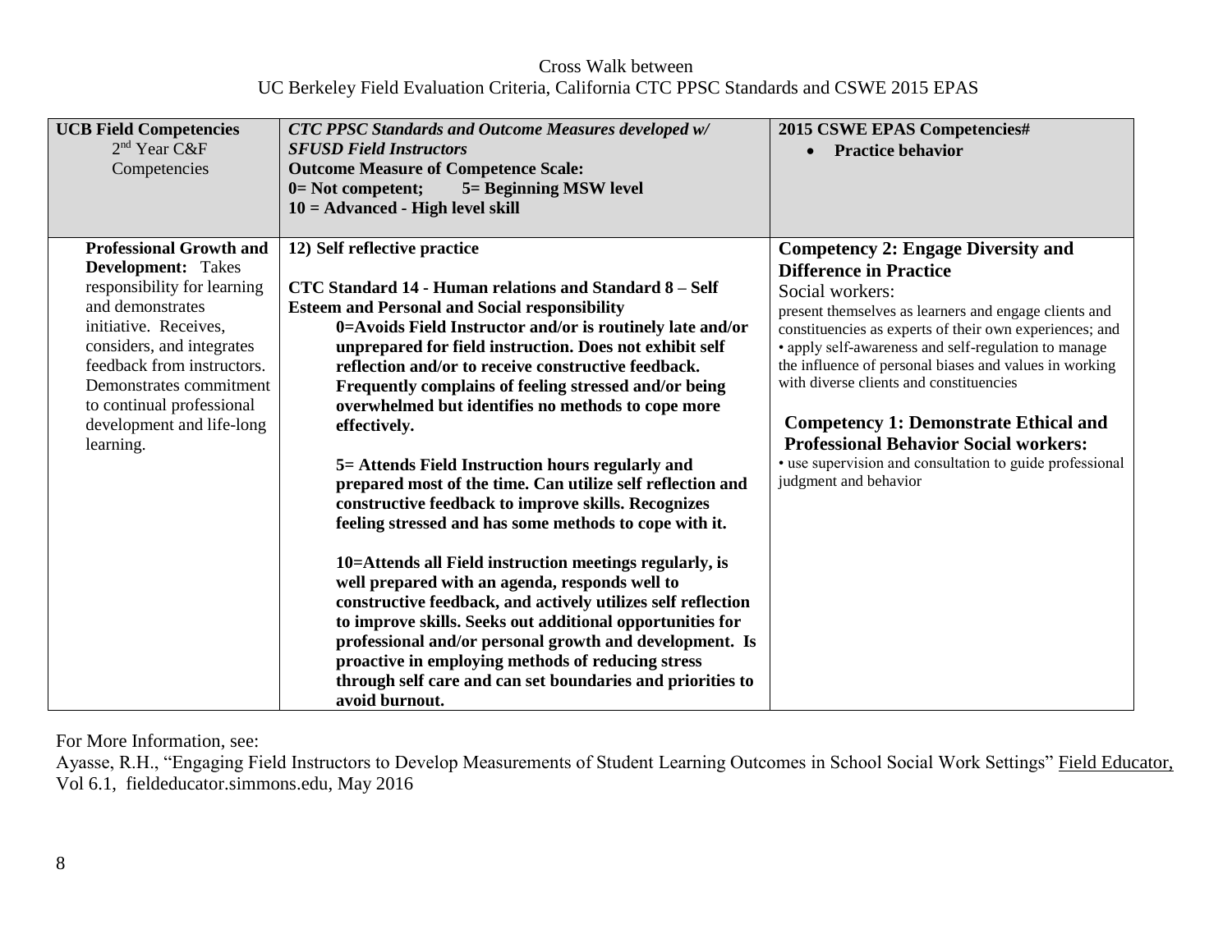Cross Walk between
UC Berkeley Field Evaluation Criteria, California CTC PPSC Standards and CSWE 2015 EPAS

| **UCB Field Competencies** 2nd Year C&F Competencies | ***CTC PPSC Standards and Outcome Measures developed w/ SFUSD Field Instructors*** **Outcome Measure of Competence Scale: 0= Not competent; 5= Beginning MSW level 10 = Advanced - High level skill** | **2015 CSWE EPAS Competencies#** • **Practice behavior** |
|---|---|---|
| **Professional Growth and Development:** Takes responsibility for learning and demonstrates initiative. Receives, considers, and integrates feedback from instructors. Demonstrates commitment to continual professional development and life-long learning. | **12) Self reflective practice** <br><br> **CTC Standard 14 - Human relations and Standard 8 – Self Esteem and Personal and Social responsibility** <br> **0=Avoids Field Instructor and/or is routinely late and/or unprepared for field instruction. Does not exhibit self reflection and/or to receive constructive feedback. Frequently complains of feeling stressed and/or being overwhelmed but identifies no methods to cope more effectively.** <br><br> **5= Attends Field Instruction hours regularly and prepared most of the time. Can utilize self reflection and constructive feedback to improve skills. Recognizes feeling stressed and has some methods to cope with it.** <br><br> **10=Attends all Field instruction meetings regularly, is well prepared with an agenda, responds well to constructive feedback, and actively utilizes self reflection to improve skills. Seeks out additional opportunities for professional and/or personal growth and development. Is proactive in employing methods of reducing stress through self care and can set boundaries and priorities to avoid burnout.** | **Competency 2: Engage Diversity and Difference in Practice** <br> Social workers: <br> present themselves as learners and engage clients and constituencies as experts of their own experiences; and <br> • apply self-awareness and self-regulation to manage the influence of personal biases and values in working with diverse clients and constituencies <br><br> **Competency 1: Demonstrate Ethical and Professional Behavior Social workers:** <br> • use supervision and consultation to guide professional judgment and behavior |

For More Information, see:

Ayasse, R.H., "Engaging Field Instructors to Develop Measurements of Student Learning Outcomes in School Social Work Settings" Field Educator, Vol 6.1, fieldeducator.simmons.edu, May 2016